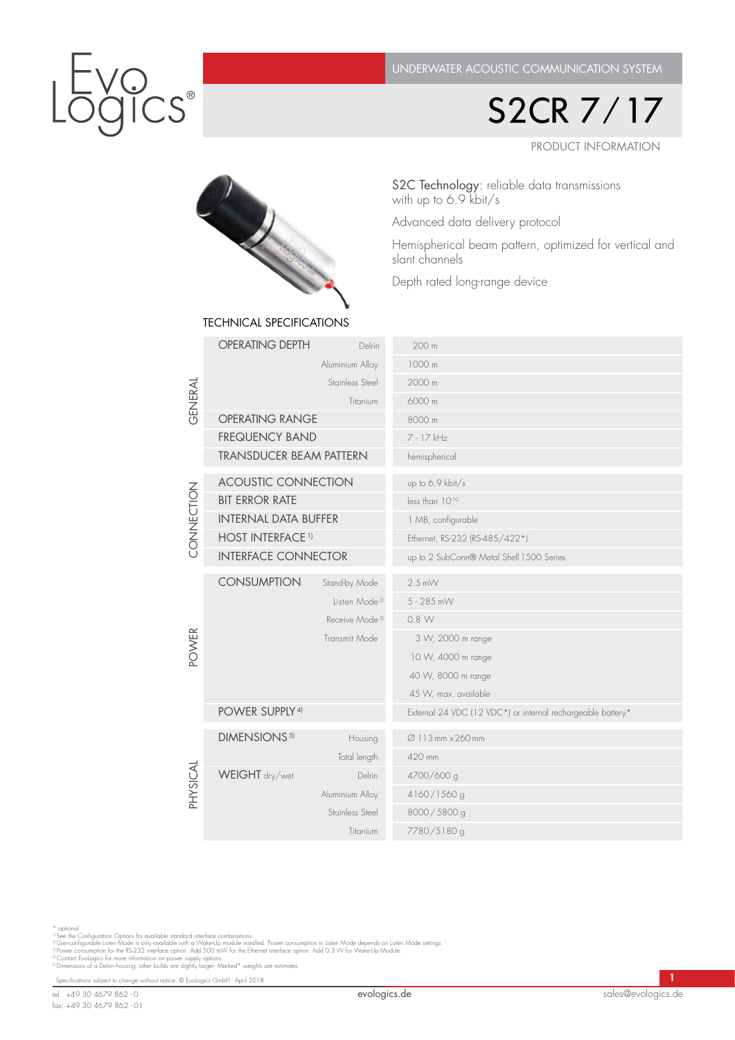# EvoLogics®

UNDERWATER ACOUSTIC COMMUNICATION SYSTEM

# S2CR 7/17

PRODUCT INFORMATION

S2C Technology: reliable data transmissions with up to 6.9 kbit/s

Advanced data delivery protocol

Hemispherical beam pattern, optimized for vertical and slant channels

Depth rated long-range device

## TECHNICAL SPECIFICATIONS

| | | | |
|---|---|---|---|
| GENERAL | OPERATING DEPTH | Delrin | 200 m |
| | | Aluminium Alloy | 1000 m |
| | | Stainless Steel | 2000 m |
| | | Titanium | 6000 m |
| | OPERATING RANGE | | 8000 m |
| | FREQUENCY BAND | | 7 - 17 kHz |
| | TRANSDUCER BEAM PATTERN | | hemispherical |
| CONNECTION | ACOUSTIC CONNECTION | | up to 6.9 kbit/s |
| | BIT ERROR RATE | | less than $10^{-10}$ |
| | INTERNAL DATA BUFFER | | 1 MB, configurable |
| | HOST INTERFACE [1] | | Ethernet, RS-232 (RS-485/422*) |
| | INTERFACE CONNECTOR | | up to 2 SubConn® Metal Shell 1500 Series |
| POWER | CONSUMPTION | Stand-by Mode | 2.5 mW |
| | | Listen Mode [2] | 5 - 285 mW |
| | | Receive Mode [3] | 0.8 W |
| | | Transmit Mode | 3 W, 2000 m range |
| | | | 10 W, 4000 m range |
| | | | 40 W, 8000 m range |
| | | | 45 W, max. available |
| | POWER SUPPLY [4] | | External 24 VDC (12 VDC*) or internal rechargeable battery* |
| PHYSICAL | DIMENSIONS [5] | Housing | Ø 113 mm x 260 mm |
| | | Total length | 420 mm |
| | WEIGHT dry/wet | Delrin | 4700/600 g |
| | | Aluminium Alloy | 4160/1560 g |
| | | Stainless Steel | 8000/5800 g |
| | | Titanium | 7780/5180 g |

\* optional
[1] See the Configuration Options for available standard interface combinations.
[2] User-configurable Listen Mode is only available with a Wake-Up module installed. Power consumption in Listen Mode depends on Listen Mode settings.
[3] Power consumption for the RS-232 interface option. Add 500 mW for the Ethernet interface option. Add 0.3 W for Wake-Up Module.
[4] Contact Evologics for more information on power supply options.
[5] Dimensions of a Delrin housing, other builds are slightly larger. Marked* weights are estimates.

Specifications subject to change without notice. © EvoLogics GmbH - April 2018

tel.: +49 30 4679 862 - 0
fax: +49 30 4679 862 - 01

evologics.de

sales@evologics.de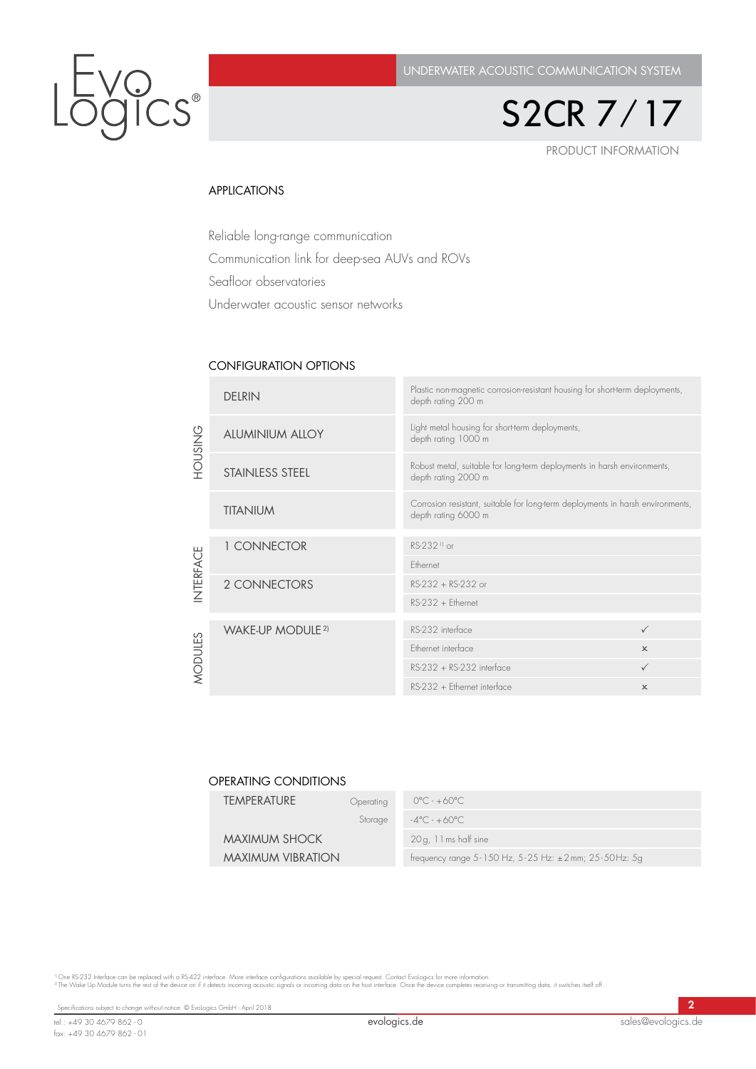UNDERWATER ACOUSTIC COMMUNICATION SYSTEM

# S2CR 7/17

PRODUCT INFORMATION

## APPLICATIONS

Reliable long-range communication

Communication link for deep-sea AUVs and ROVs

Seafloor observatories

Underwater acoustic sensor networks

## CONFIGURATION OPTIONS

| | | | |
|---|---|---|---|
| HOUSING | DELRIN | Plastic non-magnetic corrosion-resistant housing for short-term deployments, depth rating 200 m | |
| | ALUMINIUM ALLOY | Light metal housing for short-term deployments, depth rating 1000 m | |
| | STAINLESS STEEL | Robust metal, suitable for long-term deployments in harsh environments, depth rating 2000 m | |
| | TITANIUM | Corrosion resistant, suitable for long-term deployments in harsh environments, depth rating 6000 m | |
| INTERFACE | 1 CONNECTOR | RS-232 [1] or | |
| | | Ethernet | |
| | 2 CONNECTORS | RS-232 + RS-232 or | |
| | | RS-232 + Ethernet | |
| MODULES | WAKE-UP MODULE [2] | RS-232 interface | ✓ |
| | | Ethernet interface | × |
| | | RS-232 + RS-232 interface | ✓ |
| | | RS-232 + Ethernet interface | × |

## OPERATING CONDITIONS

| | | |
|---|---|---|
| TEMPERATURE | Operating | 0°C - +60°C |
| | Storage | -4°C - +60°C |
| MAXIMUM SHOCK | | 20 g, 11 ms half sine |
| MAXIMUM VIBRATION | | frequency range 5 - 150 Hz, 5 - 25 Hz: ± 2 mm; 25 - 50 Hz: 5g |

[1] One RS-232 Interface can be replaced with a RS-422 interface. More interface configurations available by special request. Contact EvoLogics for more information.
[2] The Wake Up Module turns the rest of the device on if it detects incoming acoustic signals or incoming data on the host interface. Once the device completes receiving or transmitting data, it switches itself off.

Specifications subject to change without notice. © EvoLogics GmbH - April 2018

tel.: +49 30 4679 862 - 0
fax: +49 30 4679 862 - 01

evologics.de

sales@evologics.de